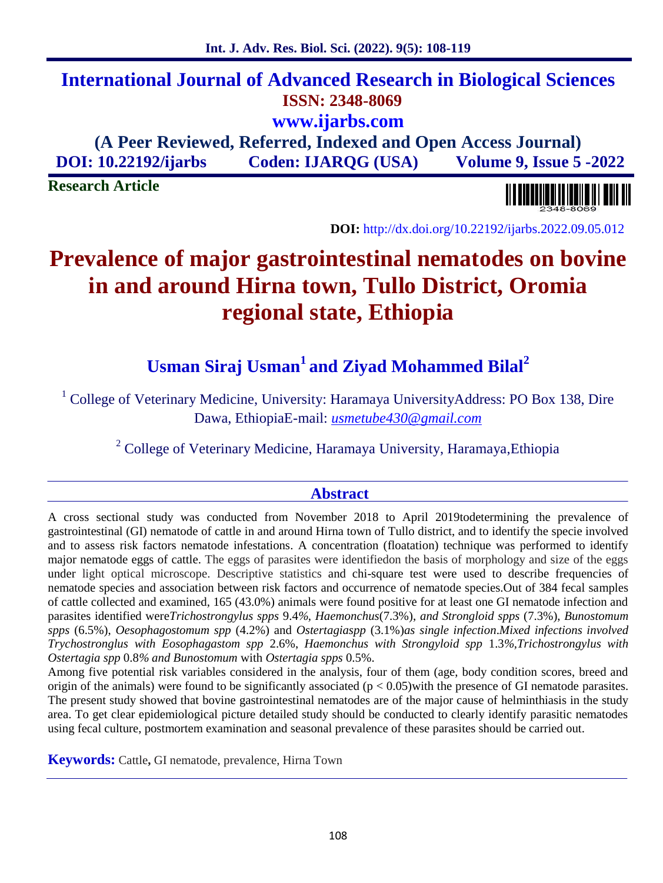# International Journal of Advanced Research in Biological Sciences

**ISSN: 2348-8069**

**www.ijarbs.com**

**(A Peer Reviewed, Referred, Indexed and Open Access Journal)**

**DOI: 10.22192/ijarbs Coden: IJARQG (USA) Volume 9, Issue 5 -2022**

**Research Article**

**DOI:** http://dx.doi.org/10.22192/ijarbs.2022.09.05.012

# Prevalence of major gastrointestinal nematodes on bovine in and around Hirna town, Tullo District, Oromia regional state, Ethiopia

## Usman Siraj Usman[1] and Ziyad Mohammed Bilal[2]

[1] College of Veterinary Medicine, University: Haramaya UniversityAddress: PO Box 138, Dire Dawa, EthiopiaE-mail: *usmetube430@gmail.com*

[2] College of Veterinary Medicine, Haramaya University, Haramaya,Ethiopia

## Abstract

A cross sectional study was conducted from November 2018 to April 2019todetermining the prevalence of gastrointestinal (GI) nematode of cattle in and around Hirna town of Tullo district, and to identify the specie involved and to assess risk factors nematode infestations. A concentration (floatation) technique was performed to identify major nematode eggs of cattle. The eggs of parasites were identifiedon the basis of morphology and size of the eggs under light optical microscope. Descriptive statistics and chi-square test were used to describe frequencies of nematode species and association between risk factors and occurrence of nematode species.Out of 384 fecal samples of cattle collected and examined, 165 (43.0%) animals were found positive for at least one GI nematode infection and parasites identified were*Trichostrongylus spps* 9.4*%, Haemonchus*(7.3%), *and Strongloid spps* (7.3%), *Bunostomum spps* (6.5%), *Oesophagostomum spp* (4.2%) and *Ostertagiaspp* (3.1%)*as single infection.Mixed infections involved Trychostronglus with Eosophagastom spp* 2.6%, *Haemonchus with Strongyloid spp* 1.3*%,Trichostrongylus with Ostertagia spp* 0.8*% and Bunostomum* with *Ostertagia spps* 0.5%.

Among five potential risk variables considered in the analysis, four of them (age, body condition scores, breed and origin of the animals) were found to be significantly associated ($p < 0.05$)with the presence of GI nematode parasites. The present study showed that bovine gastrointestinal nematodes are of the major cause of helminthiasis in the study area. To get clear epidemiological picture detailed study should be conducted to clearly identify parasitic nematodes using fecal culture, postmortem examination and seasonal prevalence of these parasites should be carried out.

**Keywords:** Cattle**,** GI nematode, prevalence, Hirna Town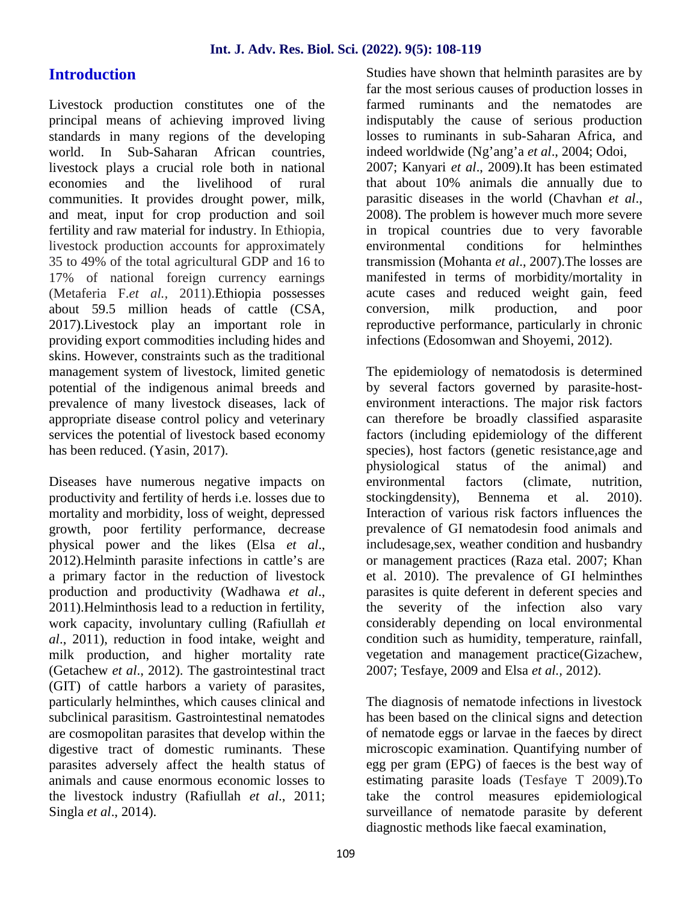## Introduction

Livestock production constitutes one of the principal means of achieving improved living standards in many regions of the developing world. In Sub-Saharan African countries, livestock plays a crucial role both in national economies and the livelihood of rural communities. It provides drought power, milk, and meat, input for crop production and soil fertility and raw material for industry. In Ethiopia, livestock production accounts for approximately 35 to 49% of the total agricultural GDP and 16 to 17% of national foreign currency earnings (Metaferia F.*et al.,* 2011).Ethiopia possesses about 59.5 million heads of cattle (CSA, 2017).Livestock play an important role in providing export commodities including hides and skins. However, constraints such as the traditional management system of livestock, limited genetic potential of the indigenous animal breeds and prevalence of many livestock diseases, lack of appropriate disease control policy and veterinary services the potential of livestock based economy has been reduced. (Yasin, 2017).

Diseases have numerous negative impacts on productivity and fertility of herds i.e. losses due to mortality and morbidity, loss of weight, depressed growth, poor fertility performance, decrease physical power and the likes (Elsa *et al*., 2012).Helminth parasite infections in cattle's are a primary factor in the reduction of livestock production and productivity (Wadhawa *et al*., 2011).Helminthosis lead to a reduction in fertility, work capacity, involuntary culling (Rafiullah *et al*., 2011), reduction in food intake, weight and milk production, and higher mortality rate (Getachew *et al*., 2012). The gastrointestinal tract (GIT) of cattle harbors a variety of parasites, particularly helminthes, which causes clinical and subclinical parasitism. Gastrointestinal nematodes are cosmopolitan parasites that develop within the digestive tract of domestic ruminants. These parasites adversely affect the health status of animals and cause enormous economic losses to the livestock industry (Rafiullah *et al*., 2011; Singla *et al*., 2014).

Studies have shown that helminth parasites are by far the most serious causes of production losses in farmed ruminants and the nematodes are indisputably the cause of serious production losses to ruminants in sub-Saharan Africa, and indeed worldwide (Ng'ang'a *et al*., 2004; Odoi, 2007; Kanyari *et al*., 2009).It has been estimated that about 10% animals die annually due to parasitic diseases in the world (Chavhan *et al*., 2008). The problem is however much more severe in tropical countries due to very favorable environmental conditions for helminthes transmission (Mohanta *et al*., 2007).The losses are manifested in terms of morbidity/mortality in acute cases and reduced weight gain, feed conversion, milk production, and poor reproductive performance, particularly in chronic infections (Edosomwan and Shoyemi, 2012).

The epidemiology of nematodosis is determined by several factors governed by parasite-host-environment interactions. The major risk factors can therefore be broadly classified asparasite factors (including epidemiology of the different species), host factors (genetic resistance,age and physiological status of the animal) and environmental factors (climate, nutrition, stockingdensity), Bennema et al. 2010). Interaction of various risk factors influences the prevalence of GI nematodesin food animals and includesage,sex, weather condition and husbandry or management practices (Raza etal. 2007; Khan et al. 2010). The prevalence of GI helminthes parasites is quite deferent in deferent species and the severity of the infection also vary considerably depending on local environmental condition such as humidity, temperature, rainfall, vegetation and management practice(Gizachew, 2007; Tesfaye, 2009 and Elsa *et al.,* 2012).

The diagnosis of nematode infections in livestock has been based on the clinical signs and detection of nematode eggs or larvae in the faeces by direct microscopic examination. Quantifying number of egg per gram (EPG) of faeces is the best way of estimating parasite loads (Tesfaye T 2009).To take the control measures epidemiological surveillance of nematode parasite by deferent diagnostic methods like faecal examination,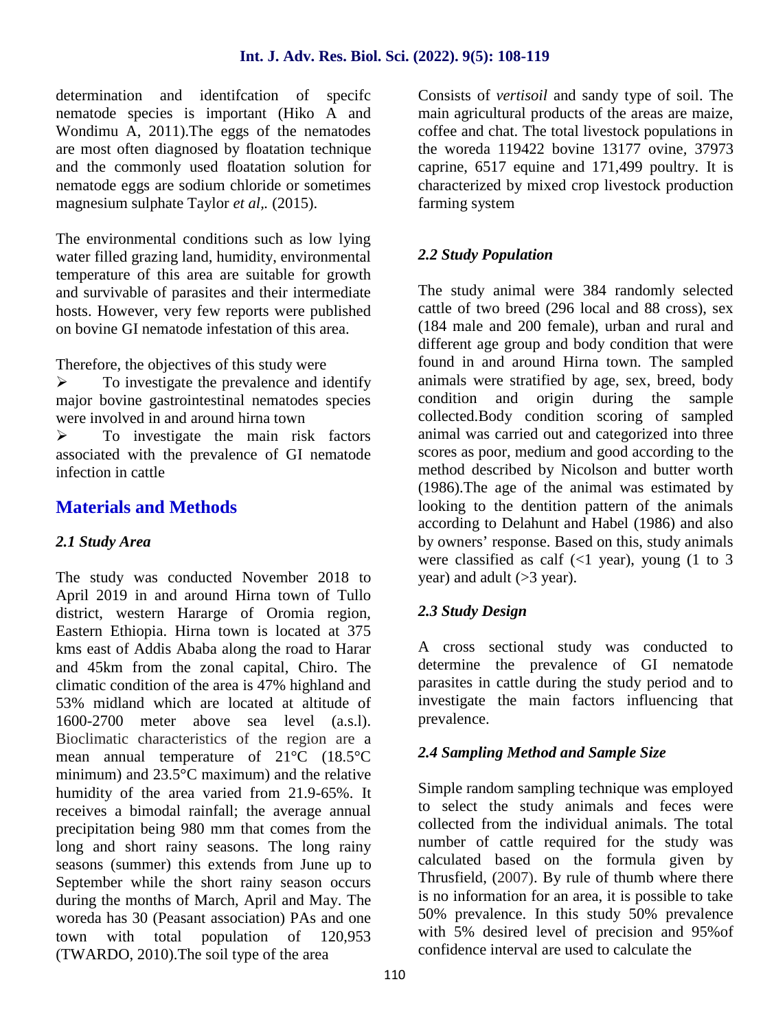determination and identifcation of specifc nematode species is important (Hiko A and Wondimu A, 2011).The eggs of the nematodes are most often diagnosed by floatation technique and the commonly used floatation solution for nematode eggs are sodium chloride or sometimes magnesium sulphate Taylor *et al*,. (2015).

The environmental conditions such as low lying water filled grazing land, humidity, environmental temperature of this area are suitable for growth and survivable of parasites and their intermediate hosts. However, very few reports were published on bovine GI nematode infestation of this area.

Therefore, the objectives of this study were

- To investigate the prevalence and identify major bovine gastrointestinal nematodes species were involved in and around hirna town
- To investigate the main risk factors associated with the prevalence of GI nematode infection in cattle

## Materials and Methods

### *2.1 Study Area*

The study was conducted November 2018 to April 2019 in and around Hirna town of Tullo district, western Hararge of Oromia region, Eastern Ethiopia. Hirna town is located at 375 kms east of Addis Ababa along the road to Harar and 45km from the zonal capital, Chiro. The climatic condition of the area is 47% highland and 53% midland which are located at altitude of 1600-2700 meter above sea level (a.s.l). Bioclimatic characteristics of the region are a mean annual temperature of 21°C (18.5°C minimum) and 23.5°C maximum) and the relative humidity of the area varied from 21.9-65%. It receives a bimodal rainfall; the average annual precipitation being 980 mm that comes from the long and short rainy seasons. The long rainy seasons (summer) this extends from June up to September while the short rainy season occurs during the months of March, April and May. The woreda has 30 (Peasant association) PAs and one town with total population of 120,953 (TWARDO, 2010).The soil type of the area Consists of *vertisoil* and sandy type of soil. The main agricultural products of the areas are maize, coffee and chat. The total livestock populations in the woreda 119422 bovine 13177 ovine, 37973 caprine, 6517 equine and 171,499 poultry. It is characterized by mixed crop livestock production farming system

### *2.2 Study Population*

The study animal were 384 randomly selected cattle of two breed (296 local and 88 cross), sex (184 male and 200 female), urban and rural and different age group and body condition that were found in and around Hirna town. The sampled animals were stratified by age, sex, breed, body condition and origin during the sample collected.Body condition scoring of sampled animal was carried out and categorized into three scores as poor, medium and good according to the method described by Nicolson and butter worth (1986).The age of the animal was estimated by looking to the dentition pattern of the animals according to Delahunt and Habel (1986) and also by owners' response. Based on this, study animals were classified as calf (<1 year), young (1 to 3 year) and adult (>3 year).

### *2.3 Study Design*

A cross sectional study was conducted to determine the prevalence of GI nematode parasites in cattle during the study period and to investigate the main factors influencing that prevalence.

### *2.4 Sampling Method and Sample Size*

Simple random sampling technique was employed to select the study animals and feces were collected from the individual animals. The total number of cattle required for the study was calculated based on the formula given by Thrusfield, (2007). By rule of thumb where there is no information for an area, it is possible to take 50% prevalence. In this study 50% prevalence with 5% desired level of precision and 95%of confidence interval are used to calculate the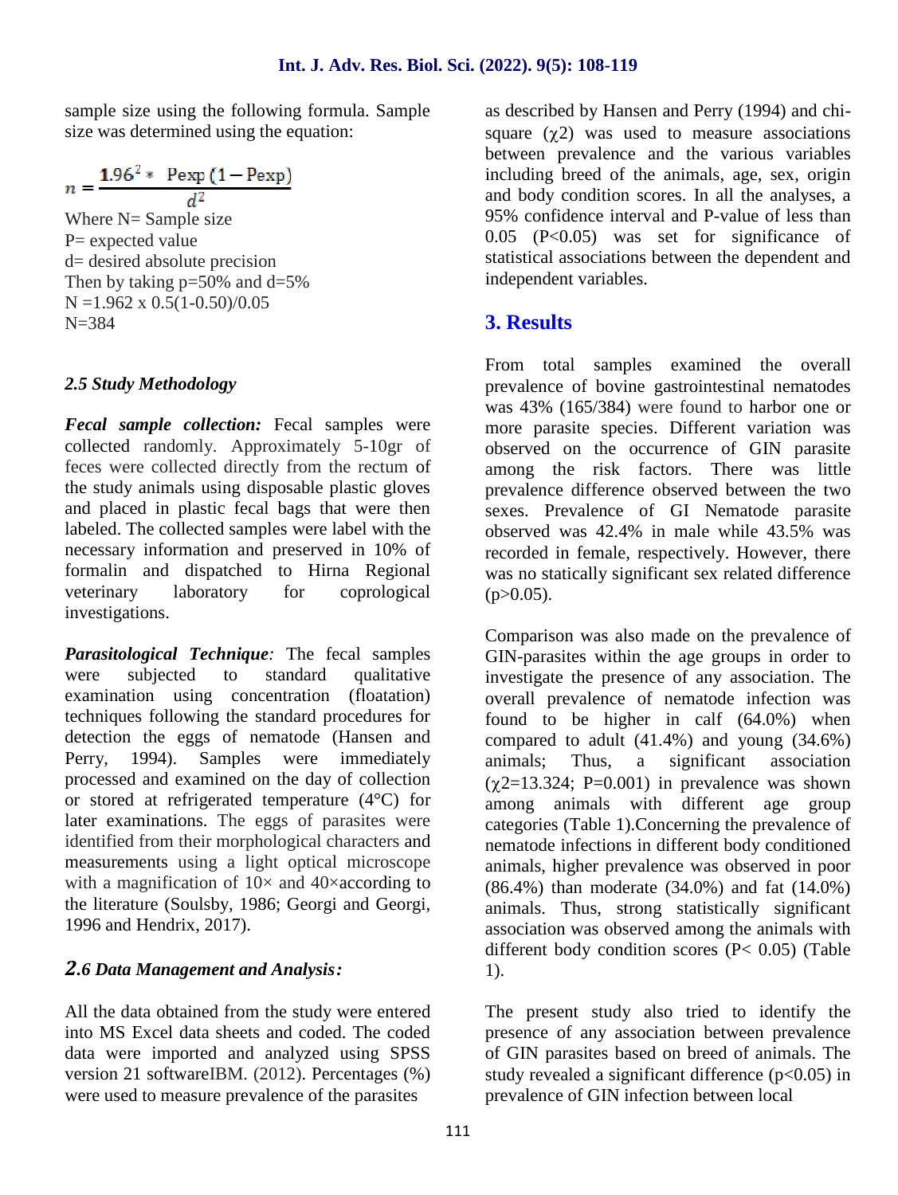sample size using the following formula. Sample size was determined using the equation:

$$n = \frac{1.96^2 * \text{ Pexp}(1 - \text{Pexp})}{d^2}$$

Where N= Sample size
P= expected value
d= desired absolute precision
Then by taking p=50% and d=5%
N =1.962 x 0.5(1-0.50)/0.05
N=384

### *2.5 Study Methodology*

***Fecal sample collection:*** Fecal samples were collected randomly. Approximately 5-10gr of feces were collected directly from the rectum of the study animals using disposable plastic gloves and placed in plastic fecal bags that were then labeled. The collected samples were label with the necessary information and preserved in 10% of formalin and dispatched to Hirna Regional veterinary laboratory for coprological investigations.

***Parasitological Technique****:* The fecal samples were subjected to standard qualitative examination using concentration (floatation) techniques following the standard procedures for detection the eggs of nematode (Hansen and Perry, 1994). Samples were immediately processed and examined on the day of collection or stored at refrigerated temperature (4°C) for later examinations. The eggs of parasites were identified from their morphological characters and measurements using a light optical microscope with a magnification of 10× and 40×according to the literature (Soulsby, 1986; Georgi and Georgi, 1996 and Hendrix, 2017).

### *2.6 Data Management and Analysis:*

All the data obtained from the study were entered into MS Excel data sheets and coded. The coded data were imported and analyzed using SPSS version 21 softwareIBM. (2012). Percentages (%) were used to measure prevalence of the parasites as described by Hansen and Perry (1994) and chi-square ($\chi2$) was used to measure associations between prevalence and the various variables including breed of the animals, age, sex, origin and body condition scores. In all the analyses, a 95% confidence interval and P-value of less than 0.05 ($P<0.05$) was set for significance of statistical associations between the dependent and independent variables.

## 3. Results

From total samples examined the overall prevalence of bovine gastrointestinal nematodes was 43% (165/384) were found to harbor one or more parasite species. Different variation was observed on the occurrence of GIN parasite among the risk factors. There was little prevalence difference observed between the two sexes. Prevalence of GI Nematode parasite observed was 42.4% in male while 43.5% was recorded in female, respectively. However, there was no statically significant sex related difference ($p>0.05$).

Comparison was also made on the prevalence of GIN-parasites within the age groups in order to investigate the presence of any association. The overall prevalence of nematode infection was found to be higher in calf (64.0%) when compared to adult (41.4%) and young (34.6%) animals; Thus, a significant association ($\chi2=13.324$; $P=0.001$) in prevalence was shown among animals with different age group categories (Table 1).Concerning the prevalence of nematode infections in different body conditioned animals, higher prevalence was observed in poor (86.4%) than moderate (34.0%) and fat (14.0%) animals. Thus, strong statistically significant association was observed among the animals with different body condition scores ($P< 0.05$) (Table 1).

The present study also tried to identify the presence of any association between prevalence of GIN parasites based on breed of animals. The study revealed a significant difference ($p<0.05$) in prevalence of GIN infection between local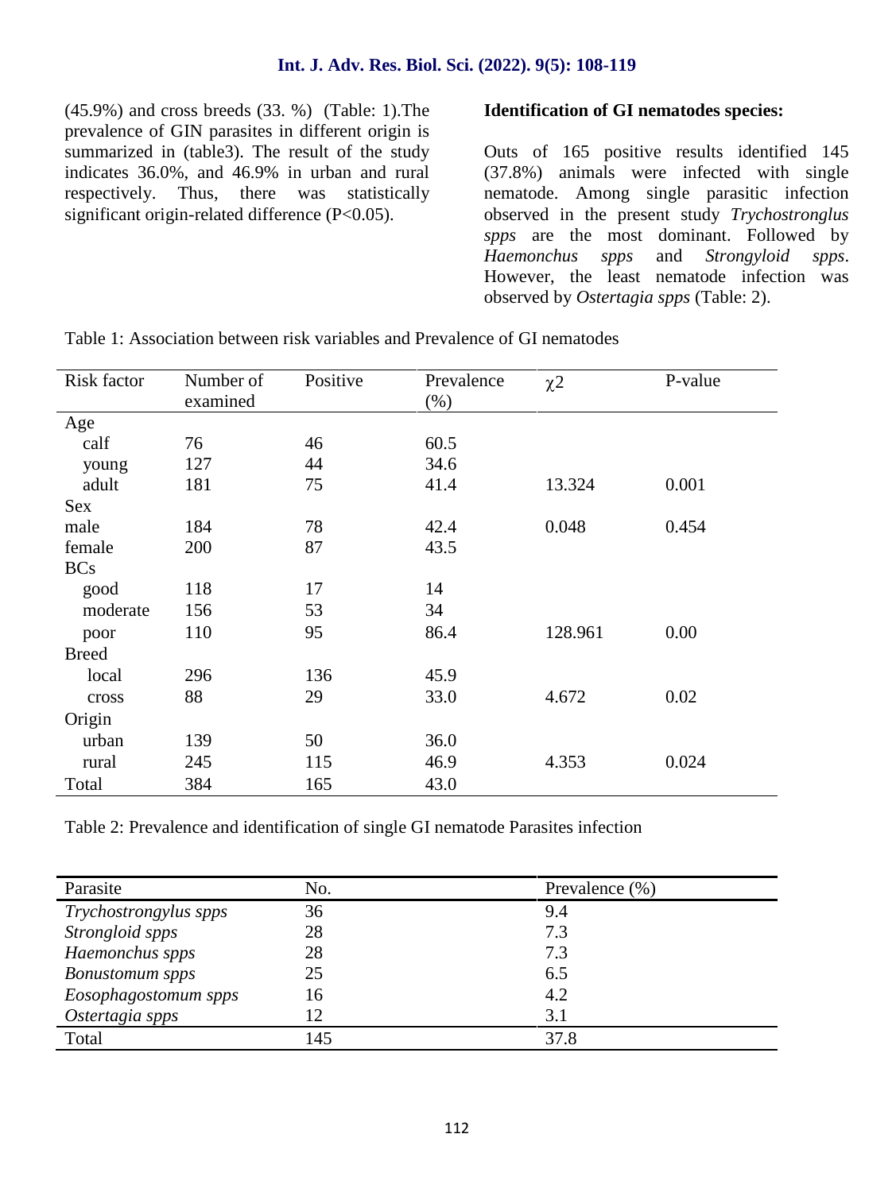(45.9%) and cross breeds (33. %) (Table: 1).The prevalence of GIN parasites in different origin is summarized in (table3). The result of the study indicates 36.0%, and 46.9% in urban and rural respectively. Thus, there was statistically significant origin-related difference (P<0.05).

**Identification of GI nematodes species:**

Outs of 165 positive results identified 145 (37.8%) animals were infected with single nematode. Among single parasitic infection observed in the present study *Trychostronglus spps* are the most dominant. Followed by *Haemonchus spps* and *Strongyloid spps*. However, the least nematode infection was observed by *Ostertagia spps* (Table: 2).

Table 1: Association between risk variables and Prevalence of GI nematodes

| Risk factor | Number of examined | Positive | Prevalence (%) | $\chi 2$ | P-value |
|---|---|---|---|---|---|
| Age | | | | | |
| calf | 76 | 46 | 60.5 | | |
| young | 127 | 44 | 34.6 | | |
| adult | 181 | 75 | 41.4 | 13.324 | 0.001 |
| Sex | | | | | |
| male | 184 | 78 | 42.4 | 0.048 | 0.454 |
| female | 200 | 87 | 43.5 | | |
| BCs | | | | | |
| good | 118 | 17 | 14 | | |
| moderate | 156 | 53 | 34 | | |
| poor | 110 | 95 | 86.4 | 128.961 | 0.00 |
| Breed | | | | | |
| local | 296 | 136 | 45.9 | | |
| cross | 88 | 29 | 33.0 | 4.672 | 0.02 |
| Origin | | | | | |
| urban | 139 | 50 | 36.0 | | |
| rural | 245 | 115 | 46.9 | 4.353 | 0.024 |
| Total | 384 | 165 | 43.0 | | |

Table 2: Prevalence and identification of single GI nematode Parasites infection

| Parasite | No. | Prevalence (%) |
|---|---|---|
| *Trychostrongylus spps* | 36 | 9.4 |
| *Strongloid spps* | 28 | 7.3 |
| *Haemonchus spps* | 28 | 7.3 |
| *Bonustomum spps* | 25 | 6.5 |
| *Eosophagostomum spps* | 16 | 4.2 |
| *Ostertagia spps* | 12 | 3.1 |
| Total | 145 | 37.8 |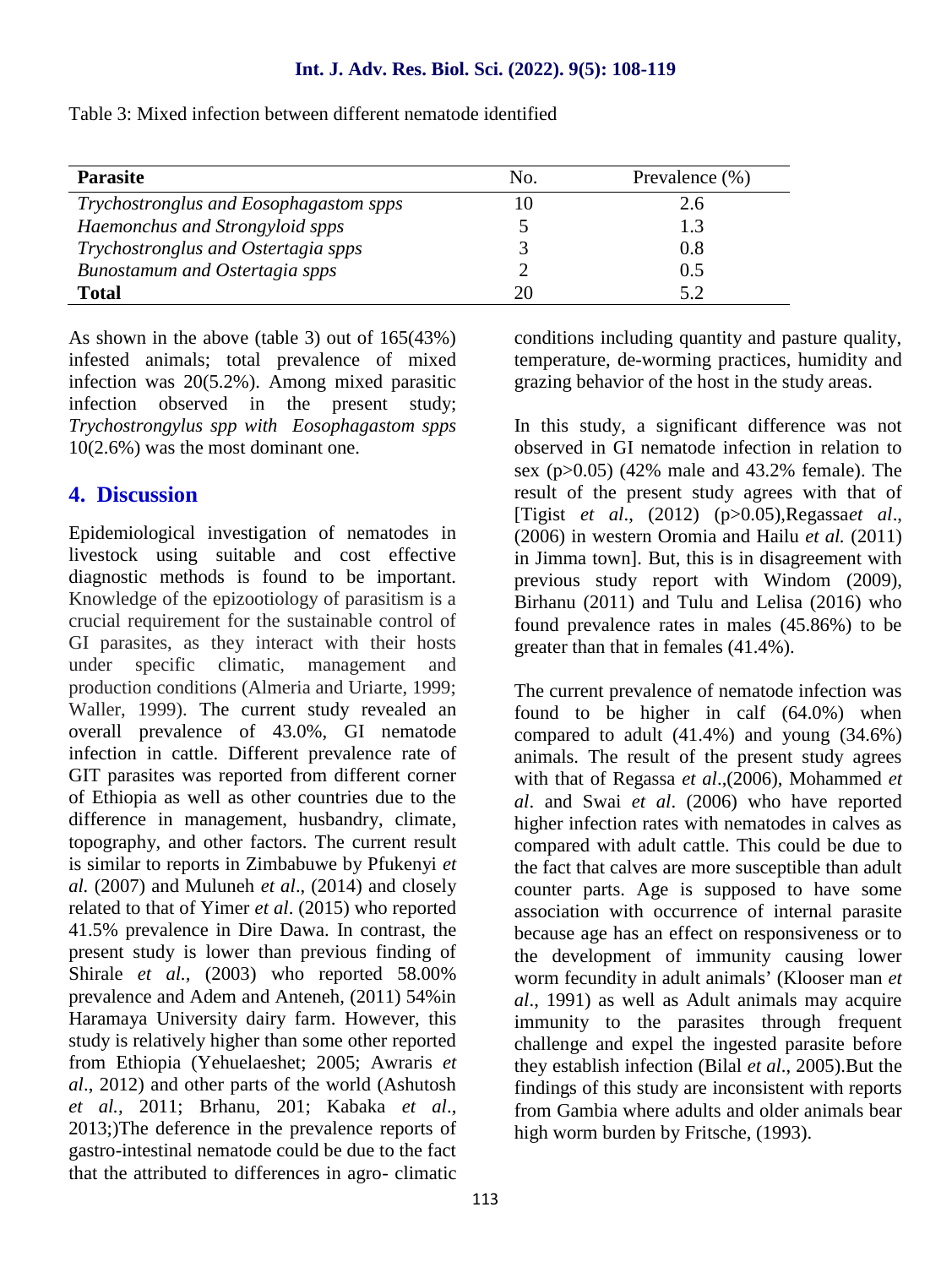Table 3: Mixed infection between different nematode identified

| Parasite | No. | Prevalence (%) |
|---|---|---|
| *Trychostronglus and Eosophagastom spps* | 10 | 2.6 |
| *Haemonchus and Strongyloid spps* | 5 | 1.3 |
| *Trychostronglus and Ostertagia spps* | 3 | 0.8 |
| *Bunostamum and Ostertagia spps* | 2 | 0.5 |
| **Total** | 20 | 5.2 |

As shown in the above (table 3) out of 165(43%) infested animals; total prevalence of mixed infection was 20(5.2%). Among mixed parasitic infection observed in the present study; *Trychostrongylus spp with Eosophagastom spps* 10(2.6%) was the most dominant one.

## 4. Discussion

Epidemiological investigation of nematodes in livestock using suitable and cost effective diagnostic methods is found to be important. Knowledge of the epizootiology of parasitism is a crucial requirement for the sustainable control of GI parasites, as they interact with their hosts under specific climatic, management and production conditions (Almeria and Uriarte, 1999; Waller, 1999). The current study revealed an overall prevalence of 43.0%, GI nematode infection in cattle. Different prevalence rate of GIT parasites was reported from different corner of Ethiopia as well as other countries due to the difference in management, husbandry, climate, topography, and other factors. The current result is similar to reports in Zimbabuwe by Pfukenyi *et al.* (2007) and Muluneh *et al*., (2014) and closely related to that of Yimer *et al*. (2015) who reported 41.5% prevalence in Dire Dawa. In contrast, the present study is lower than previous finding of Shirale *et al.*, (2003) who reported 58.00% prevalence and Adem and Anteneh, (2011) 54%in Haramaya University dairy farm. However, this study is relatively higher than some other reported from Ethiopia (Yehuelaeshet; 2005; Awraris *et al*., 2012) and other parts of the world (Ashutosh *et al.*, 2011; Brhanu, 201; Kabaka *et al*., 2013;)The deference in the prevalence reports of gastro-intestinal nematode could be due to the fact that the attributed to differences in agro- climatic conditions including quantity and pasture quality, temperature, de-worming practices, humidity and grazing behavior of the host in the study areas.

In this study, a significant difference was not observed in GI nematode infection in relation to sex ($p>0.05$) (42% male and 43.2% female). The result of the present study agrees with that of [Tigist *et al*., (2012) ($p>0.05$),Regassa*et al*., (2006) in western Oromia and Hailu *et al.* (2011) in Jimma town]. But, this is in disagreement with previous study report with Windom (2009), Birhanu (2011) and Tulu and Lelisa (2016) who found prevalence rates in males (45.86%) to be greater than that in females (41.4%).

The current prevalence of nematode infection was found to be higher in calf (64.0%) when compared to adult (41.4%) and young (34.6%) animals. The result of the present study agrees with that of Regassa *et al*.,(2006), Mohammed *et al*. and Swai *et al*. (2006) who have reported higher infection rates with nematodes in calves as compared with adult cattle. This could be due to the fact that calves are more susceptible than adult counter parts. Age is supposed to have some association with occurrence of internal parasite because age has an effect on responsiveness or to the development of immunity causing lower worm fecundity in adult animals' (Klooser man *et al*., 1991) as well as Adult animals may acquire immunity to the parasites through frequent challenge and expel the ingested parasite before they establish infection (Bilal *et al*., 2005).But the findings of this study are inconsistent with reports from Gambia where adults and older animals bear high worm burden by Fritsche, (1993).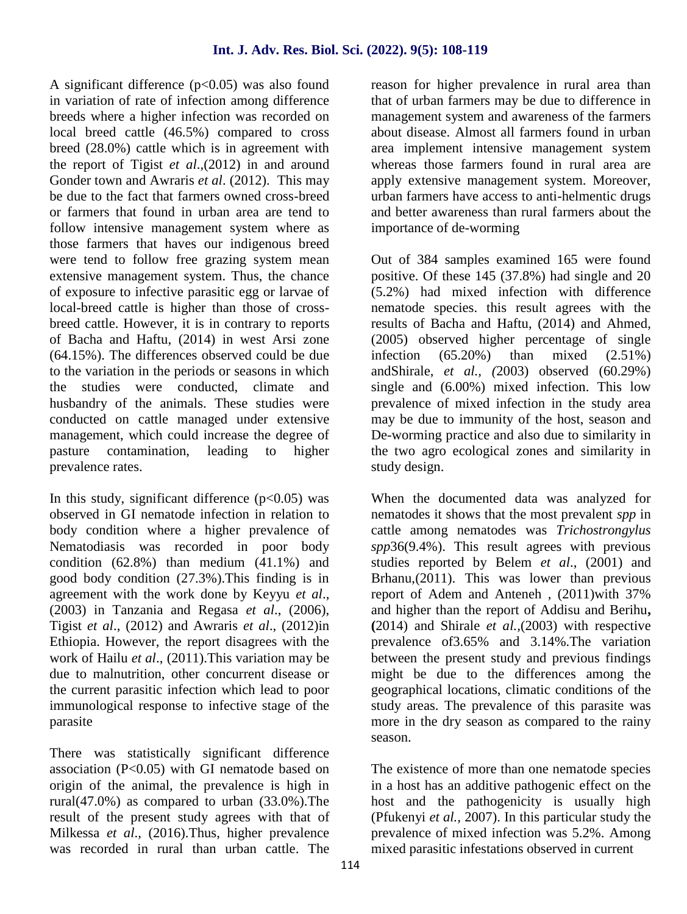A significant difference ($p<0.05$) was also found in variation of rate of infection among difference breeds where a higher infection was recorded on local breed cattle (46.5%) compared to cross breed (28.0%) cattle which is in agreement with the report of Tigist *et al*.,(2012) in and around Gonder town and Awraris *et al*. (2012). This may be due to the fact that farmers owned cross-breed or farmers that found in urban area are tend to follow intensive management system where as those farmers that haves our indigenous breed were tend to follow free grazing system mean extensive management system. Thus, the chance of exposure to infective parasitic egg or larvae of local-breed cattle is higher than those of cross-breed cattle. However, it is in contrary to reports of Bacha and Haftu, (2014) in west Arsi zone (64.15%). The differences observed could be due to the variation in the periods or seasons in which the studies were conducted, climate and husbandry of the animals. These studies were conducted on cattle managed under extensive management, which could increase the degree of pasture contamination, leading to higher prevalence rates.

In this study, significant difference ($p<0.05$) was observed in GI nematode infection in relation to body condition where a higher prevalence of Nematodiasis was recorded in poor body condition (62.8%) than medium (41.1%) and good body condition (27.3%).This finding is in agreement with the work done by Keyyu *et al*., (2003) in Tanzania and Regasa *et al*., (2006), Tigist *et al*., (2012) and Awraris *et al*., (2012)in Ethiopia. However, the report disagrees with the work of Hailu *et al*., (2011).This variation may be due to malnutrition, other concurrent disease or the current parasitic infection which lead to poor immunological response to infective stage of the parasite

There was statistically significant difference association ($P<0.05$) with GI nematode based on origin of the animal, the prevalence is high in rural(47.0%) as compared to urban (33.0%).The result of the present study agrees with that of Milkessa *et al*., (2016).Thus, higher prevalence was recorded in rural than urban cattle. The reason for higher prevalence in rural area than that of urban farmers may be due to difference in management system and awareness of the farmers about disease. Almost all farmers found in urban area implement intensive management system whereas those farmers found in rural area are apply extensive management system. Moreover, urban farmers have access to anti-helmentic drugs and better awareness than rural farmers about the importance of de-worming

Out of 384 samples examined 165 were found positive. Of these 145 (37.8%) had single and 20 (5.2%) had mixed infection with difference nematode species. this result agrees with the results of Bacha and Haftu, (2014) and Ahmed, (2005) observed higher percentage of single infection (65.20%) than mixed (2.51%) andShirale, *et al., (*2003) observed (60.29%) single and (6.00%) mixed infection. This low prevalence of mixed infection in the study area may be due to immunity of the host, season and De-worming practice and also due to similarity in the two agro ecological zones and similarity in study design.

When the documented data was analyzed for nematodes it shows that the most prevalent *spp* in cattle among nematodes was *Trichostrongylus spp*36(9.4%). This result agrees with previous studies reported by Belem *et al*., (2001) and Brhanu,(2011). This was lower than previous report of Adem and Anteneh , (2011)with 37% and higher than the report of Addisu and Berihu**, (**2014) and Shirale *et al.,*(2003) with respective prevalence of3.65% and 3.14%.The variation between the present study and previous findings might be due to the differences among the geographical locations, climatic conditions of the study areas. The prevalence of this parasite was more in the dry season as compared to the rainy season.

The existence of more than one nematode species in a host has an additive pathogenic effect on the host and the pathogenicity is usually high (Pfukenyi *et al.,* 2007). In this particular study the prevalence of mixed infection was 5.2%. Among mixed parasitic infestations observed in current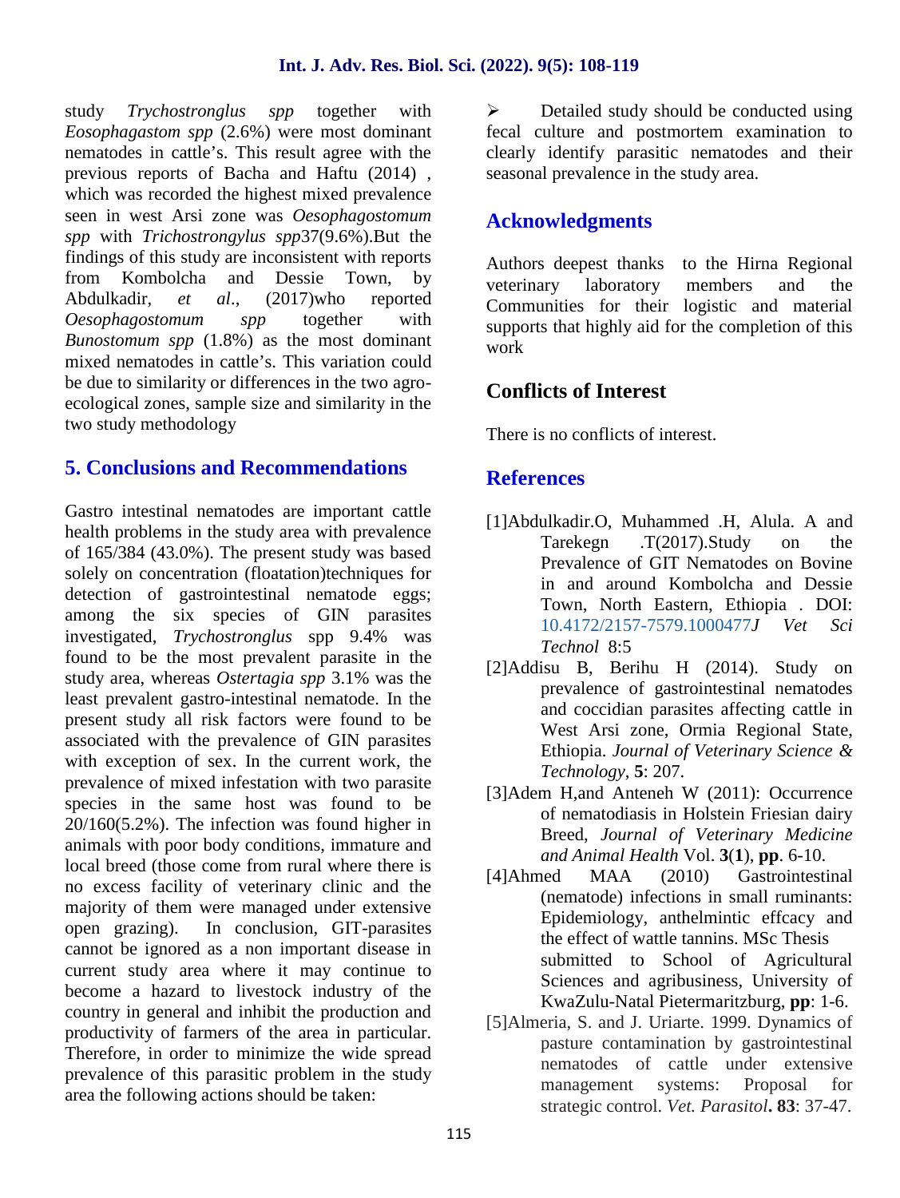study *Trychostronglus spp* together with *Eosophagastom spp* (2.6%) were most dominant nematodes in cattle's. This result agree with the previous reports of Bacha and Haftu (2014) , which was recorded the highest mixed prevalence seen in west Arsi zone was *Oesophagostomum spp* with *Trichostrongylus spp*37(9.6%).But the findings of this study are inconsistent with reports from Kombolcha and Dessie Town, by Abdulkadir, *et al*., (2017)who reported *Oesophagostomum spp* together with *Bunostomum spp* (1.8%) as the most dominant mixed nematodes in cattle's. This variation could be due to similarity or differences in the two agro-ecological zones, sample size and similarity in the two study methodology

## 5. Conclusions and Recommendations

Gastro intestinal nematodes are important cattle health problems in the study area with prevalence of 165/384 (43.0%). The present study was based solely on concentration (floatation)techniques for detection of gastrointestinal nematode eggs; among the six species of GIN parasites investigated, *Trychostronglus* spp 9.4% was found to be the most prevalent parasite in the study area, whereas *Ostertagia spp* 3.1% was the least prevalent gastro-intestinal nematode. In the present study all risk factors were found to be associated with the prevalence of GIN parasites with exception of sex. In the current work, the prevalence of mixed infestation with two parasite species in the same host was found to be 20/160(5.2%). The infection was found higher in animals with poor body conditions, immature and local breed (those come from rural where there is no excess facility of veterinary clinic and the majority of them were managed under extensive open grazing). In conclusion, GIT-parasites cannot be ignored as a non important disease in current study area where it may continue to become a hazard to livestock industry of the country in general and inhibit the production and productivity of farmers of the area in particular. Therefore, in order to minimize the wide spread prevalence of this parasitic problem in the study area the following actions should be taken:

- Detailed study should be conducted using fecal culture and postmortem examination to clearly identify parasitic nematodes and their seasonal prevalence in the study area.

## Acknowledgments

Authors deepest thanks to the Hirna Regional veterinary laboratory members and the Communities for their logistic and material supports that highly aid for the completion of this work

## Conflicts of Interest

There is no conflicts of interest.

## References

[1]Abdulkadir.O, Muhammed .H, Alula. A and Tarekegn .T(2017).Study on the Prevalence of GIT Nematodes on Bovine in and around Kombolcha and Dessie Town, North Eastern, Ethiopia . DOI: 10.4172/2157-7579.1000477*J Vet Sci Technol* 8:5

[2]Addisu B, Berihu H (2014). Study on prevalence of gastrointestinal nematodes and coccidian parasites affecting cattle in West Arsi zone, Ormia Regional State, Ethiopia. *Journal of Veterinary Science & Technology*, **5**: 207.

[3]Adem H,and Anteneh W (2011): Occurrence of nematodiasis in Holstein Friesian dairy Breed, *Journal of Veterinary Medicine and Animal Health* Vol. **3**(**1**), **pp**. 6-10.

[4]Ahmed MAA (2010) Gastrointestinal (nematode) infections in small ruminants: Epidemiology, anthelmintic effcacy and the effect of wattle tannins. MSc Thesis submitted to School of Agricultural Sciences and agribusiness, University of KwaZulu-Natal Pietermaritzburg, **pp**: 1-6.

[5]Almeria, S. and J. Uriarte. 1999. Dynamics of pasture contamination by gastrointestinal nematodes of cattle under extensive management systems: Proposal for strategic control. *Vet. Parasitol***. 83**: 37-47.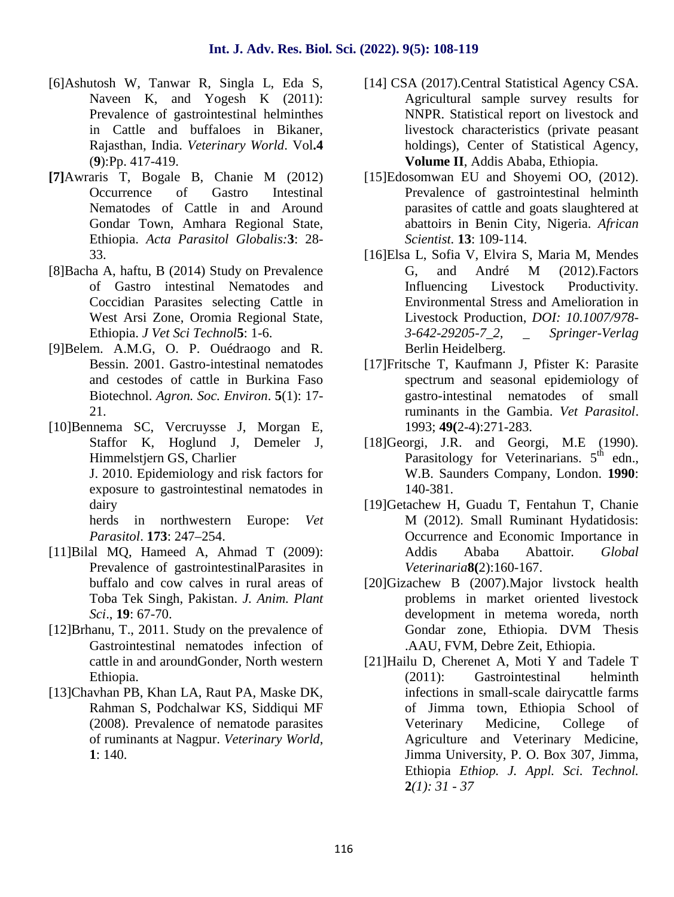[6]Ashutosh W, Tanwar R, Singla L, Eda S, Naveen K, and Yogesh K (2011): Prevalence of gastrointestinal helminthes in Cattle and buffaloes in Bikaner, Rajasthan, India. *Veterinary World*. Vol.**4** (**9**):Pp. 417-419.

**[7]**Awraris T, Bogale B, Chanie M (2012) Occurrence of Gastro Intestinal Nematodes of Cattle in and Around Gondar Town, Amhara Regional State, Ethiopia. *Acta Parasitol Globalis:***3**: 28-33.

[8]Bacha A, haftu, B (2014) Study on Prevalence of Gastro intestinal Nematodes and Coccidian Parasites selecting Cattle in West Arsi Zone, Oromia Regional State, Ethiopia. *J Vet Sci Technol***5**: 1-6.

[9]Belem. A.M.G, O. P. Ouédraogo and R. Bessin. 2001. Gastro-intestinal nematodes and cestodes of cattle in Burkina Faso Biotechnol. *Agron. Soc. Environ*. **5**(1): 17-21.

[10]Bennema SC, Vercruysse J, Morgan E, Staffor K, Hoglund J, Demeler J, Himmelstjern GS, Charlier J. 2010. Epidemiology and risk factors for exposure to gastrointestinal nematodes in dairy herds in northwestern Europe: *Vet Parasitol*. **173**: 247–254.

[11]Bilal MQ, Hameed A, Ahmad T (2009): Prevalence of gastrointestinalParasites in buffalo and cow calves in rural areas of Toba Tek Singh, Pakistan. *J. Anim. Plant Sci*., **19**: 67-70.

[12]Brhanu, T., 2011. Study on the prevalence of Gastrointestinal nematodes infection of cattle in and aroundGonder, North western Ethiopia.

[13]Chavhan PB, Khan LA, Raut PA, Maske DK, Rahman S, Podchalwar KS, Siddiqui MF (2008). Prevalence of nematode parasites of ruminants at Nagpur. *Veterinary World*, **1**: 140.

[14] CSA (2017).Central Statistical Agency CSA. Agricultural sample survey results for NNPR. Statistical report on livestock and livestock characteristics (private peasant holdings), Center of Statistical Agency, **Volume II**, Addis Ababa, Ethiopia.

[15]Edosomwan EU and Shoyemi OO, (2012). Prevalence of gastrointestinal helminth parasites of cattle and goats slaughtered at abattoirs in Benin City, Nigeria. *African Scientist*. **13**: 109-114.

[16]Elsa L, Sofia V, Elvira S, Maria M, Mendes G, and André M (2012).Factors Influencing Livestock Productivity. Environmental Stress and Amelioration in Livestock Production, *DOI: 10.1007/978-3-642-29205-7_2, _ Springer-Verlag* Berlin Heidelberg.

[17]Fritsche T, Kaufmann J, Pfister K: Parasite spectrum and seasonal epidemiology of gastro-intestinal nematodes of small ruminants in the Gambia. *Vet Parasitol*. 1993; **49(**2-4):271-283.

[18]Georgi, J.R. and Georgi, M.E (1990). Parasitology for Veterinarians. 5th edn., W.B. Saunders Company, London. **1990**: 140-381.

[19]Getachew H, Guadu T, Fentahun T, Chanie M (2012). Small Ruminant Hydatidosis: Occurrence and Economic Importance in Addis Ababa Abattoir. *Global Veterinaria***8(**2):160-167.

[20]Gizachew B (2007).Major livstock health problems in market oriented livestock development in metema woreda, north Gondar zone, Ethiopia. DVM Thesis .AAU, FVM, Debre Zeit, Ethiopia.

[21]Hailu D, Cherenet A, Moti Y and Tadele T (2011): Gastrointestinal helminth infections in small-scale dairycattle farms of Jimma town, Ethiopia School of Veterinary Medicine, College of Agriculture and Veterinary Medicine, Jimma University, P. O. Box 307, Jimma, Ethiopia *Ethiop. J. Appl. Sci. Technol.* **2***(1): 31 - 37*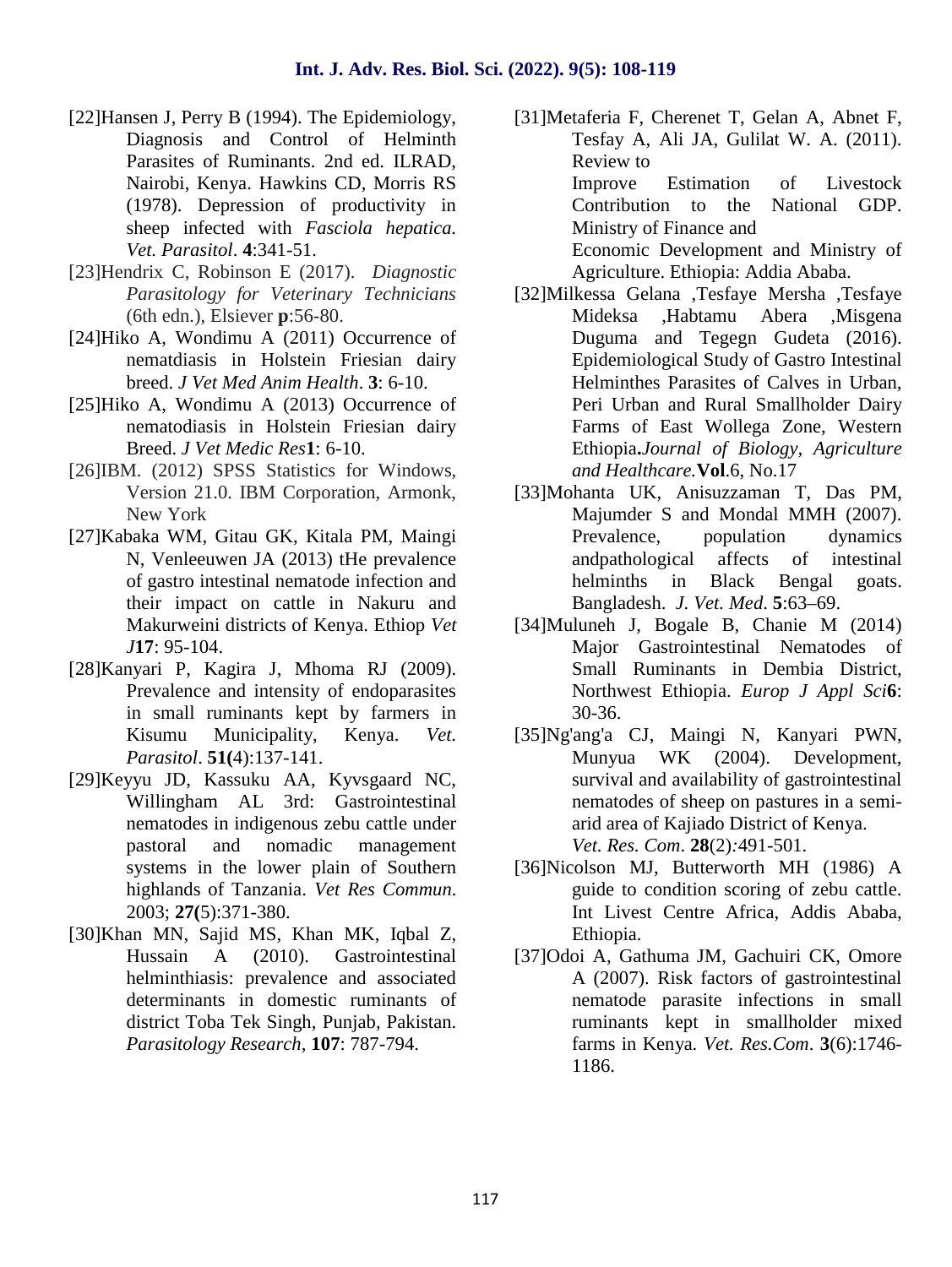[22]Hansen J, Perry B (1994). The Epidemiology, Diagnosis and Control of Helminth Parasites of Ruminants. 2nd ed. ILRAD, Nairobi, Kenya. Hawkins CD, Morris RS (1978). Depression of productivity in sheep infected with *Fasciola hepatica. Vet. Parasitol*. **4**:341-51.

[23]Hendrix C, Robinson E (2017). *Diagnostic Parasitology for Veterinary Technicians* (6th edn.), Elsiever **p**:56-80.

[24]Hiko A, Wondimu A (2011) Occurrence of nematdiasis in Holstein Friesian dairy breed. *J Vet Med Anim Health*. **3**: 6-10.

[25]Hiko A, Wondimu A (2013) Occurrence of nematodiasis in Holstein Friesian dairy Breed. *J Vet Medic Res***1**: 6-10.

[26]IBM. (2012) SPSS Statistics for Windows, Version 21.0. IBM Corporation, Armonk, New York

[27]Kabaka WM, Gitau GK, Kitala PM, Maingi N, Venleeuwen JA (2013) tHe prevalence of gastro intestinal nematode infection and their impact on cattle in Nakuru and Makurweini districts of Kenya. Ethiop *Vet J***17**: 95-104.

[28]Kanyari P, Kagira J, Mhoma RJ (2009). Prevalence and intensity of endoparasites in small ruminants kept by farmers in Kisumu Municipality, Kenya. *Vet. Parasitol*. **51(**4):137-141.

[29]Keyyu JD, Kassuku AA, Kyvsgaard NC, Willingham AL 3rd: Gastrointestinal nematodes in indigenous zebu cattle under pastoral and nomadic management systems in the lower plain of Southern highlands of Tanzania. *Vet Res Commun*. 2003; **27(**5):371-380.

[30]Khan MN, Sajid MS, Khan MK, Iqbal Z, Hussain A (2010). Gastrointestinal helminthiasis: prevalence and associated determinants in domestic ruminants of district Toba Tek Singh, Punjab, Pakistan. *Parasitology Research,* **107**: 787-794.

[31]Metaferia F, Cherenet T, Gelan A, Abnet F, Tesfay A, Ali JA, Gulilat W. A. (2011). Review to Improve Estimation of Livestock Contribution to the National GDP. Ministry of Finance and Economic Development and Ministry of Agriculture. Ethiopia: Addia Ababa.

[32]Milkessa Gelana ,Tesfaye Mersha ,Tesfaye Mideksa ,Habtamu Abera ,Misgena Duguma and Tegegn Gudeta (2016). Epidemiological Study of Gastro Intestinal Helminthes Parasites of Calves in Urban, Peri Urban and Rural Smallholder Dairy Farms of East Wollega Zone, Western Ethiopia**.***Journal of Biology, Agriculture and Healthcare.***Vol**.6, No.17

[33]Mohanta UK, Anisuzzaman T, Das PM, Majumder S and Mondal MMH (2007). Prevalence, population dynamics andpathological affects of intestinal helminths in Black Bengal goats. Bangladesh. *J. Vet. Med*. **5**:63–69.

[34]Muluneh J, Bogale B, Chanie M (2014) Major Gastrointestinal Nematodes of Small Ruminants in Dembia District, Northwest Ethiopia. *Europ J Appl Sci***6**: 30-36.

[35]Ng'ang'a CJ, Maingi N, Kanyari PWN, Munyua WK (2004). Development, survival and availability of gastrointestinal nematodes of sheep on pastures in a semi-arid area of Kajiado District of Kenya. *Vet. Res. Com*. **28**(2)*:*491-501.

[36]Nicolson MJ, Butterworth MH (1986) A guide to condition scoring of zebu cattle. Int Livest Centre Africa, Addis Ababa, Ethiopia.

[37]Odoi A, Gathuma JM, Gachuiri CK, Omore A (2007). Risk factors of gastrointestinal nematode parasite infections in small ruminants kept in smallholder mixed farms in Kenya. *Vet. Res.Com*. **3**(6):1746-1186.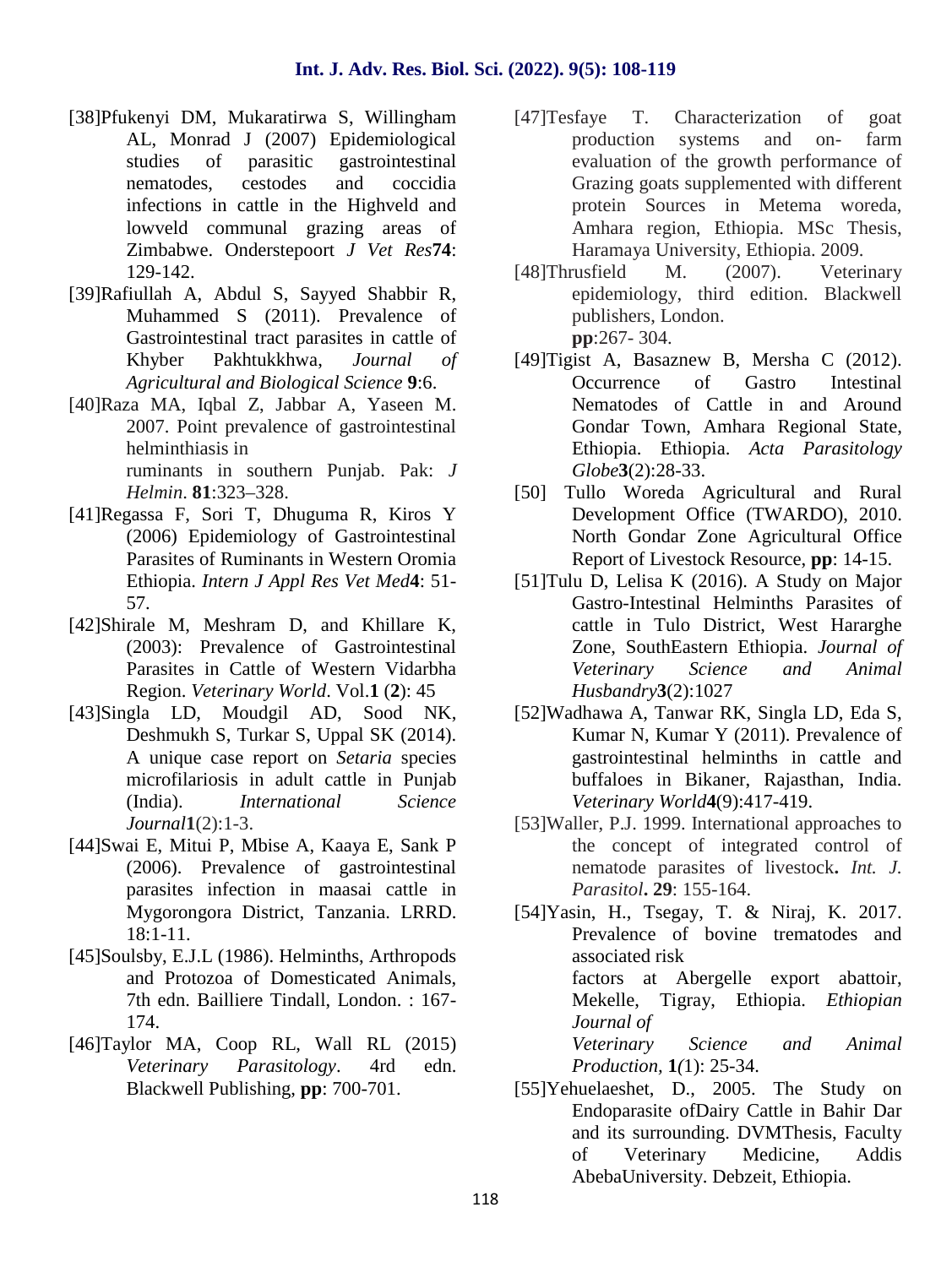[38]Pfukenyi DM, Mukaratirwa S, Willingham AL, Monrad J (2007) Epidemiological studies of parasitic gastrointestinal nematodes, cestodes and coccidia infections in cattle in the Highveld and lowveld communal grazing areas of Zimbabwe. Onderstepoort *J Vet Res***74**: 129-142.

[39]Rafiullah A, Abdul S, Sayyed Shabbir R, Muhammed S (2011). Prevalence of Gastrointestinal tract parasites in cattle of Khyber Pakhtukkhwa, *Journal of Agricultural and Biological Science* **9**:6.

[40]Raza MA, Iqbal Z, Jabbar A, Yaseen M. 2007. Point prevalence of gastrointestinal helminthiasis in ruminants in southern Punjab. Pak: *J Helmin*. **81**:323–328.

[41]Regassa F, Sori T, Dhuguma R, Kiros Y (2006) Epidemiology of Gastrointestinal Parasites of Ruminants in Western Oromia Ethiopia. *Intern J Appl Res Vet Med***4**: 51-57.

[42]Shirale M, Meshram D, and Khillare K, (2003): Prevalence of Gastrointestinal Parasites in Cattle of Western Vidarbha Region. *Veterinary World*. Vol.**1** (**2**): 45

[43]Singla LD, Moudgil AD, Sood NK, Deshmukh S, Turkar S, Uppal SK (2014). A unique case report on *Setaria* species microfilariosis in adult cattle in Punjab (India). *International Science Journal***1**(2):1-3.

[44]Swai E, Mitui P, Mbise A, Kaaya E, Sank P (2006). Prevalence of gastrointestinal parasites infection in maasai cattle in Mygorongora District, Tanzania. LRRD. 18:1-11.

[45]Soulsby, E.J.L (1986). Helminths, Arthropods and Protozoa of Domesticated Animals, 7th edn. Bailliere Tindall, London. : 167-174.

[46]Taylor MA, Coop RL, Wall RL (2015) *Veterinary Parasitology*. 4rd edn. Blackwell Publishing, **pp**: 700-701.

[47]Tesfaye T. Characterization of goat production systems and on- farm evaluation of the growth performance of Grazing goats supplemented with different protein Sources in Metema woreda, Amhara region, Ethiopia. MSc Thesis, Haramaya University, Ethiopia. 2009.

[48]Thrusfield M. (2007). Veterinary epidemiology, third edition. Blackwell publishers, London. **pp**:267- 304.

[49]Tigist A, Basaznew B, Mersha C (2012). Occurrence of Gastro Intestinal Nematodes of Cattle in and Around Gondar Town, Amhara Regional State, Ethiopia. Ethiopia. *Acta Parasitology Globe***3**(2):28-33.

[50] Tullo Woreda Agricultural and Rural Development Office (TWARDO), 2010. North Gondar Zone Agricultural Office Report of Livestock Resource, **pp**: 14-15.

[51]Tulu D, Lelisa K (2016). A Study on Major Gastro-Intestinal Helminths Parasites of cattle in Tulo District, West Hararghe Zone, SouthEastern Ethiopia. *Journal of Veterinary Science and Animal Husbandry***3**(2):1027

[52]Wadhawa A, Tanwar RK, Singla LD, Eda S, Kumar N, Kumar Y (2011). Prevalence of gastrointestinal helminths in cattle and buffaloes in Bikaner, Rajasthan, India. *Veterinary World***4**(9):417-419.

[53]Waller, P.J. 1999. International approaches to the concept of integrated control of nematode parasites of livestock**.** *Int. J. Parasitol***. 29**: 155-164.

[54]Yasin, H., Tsegay, T. & Niraj, K. 2017. Prevalence of bovine trematodes and associated risk factors at Abergelle export abattoir, Mekelle, Tigray, Ethiopia. *Ethiopian Journal of Veterinary Science and Animal Production,* **1***(*1): 25-34.

[55]Yehuelaeshet, D., 2005. The Study on Endoparasite ofDairy Cattle in Bahir Dar and its surrounding. DVMThesis, Faculty of Veterinary Medicine, Addis AbebaUniversity. Debzeit, Ethiopia.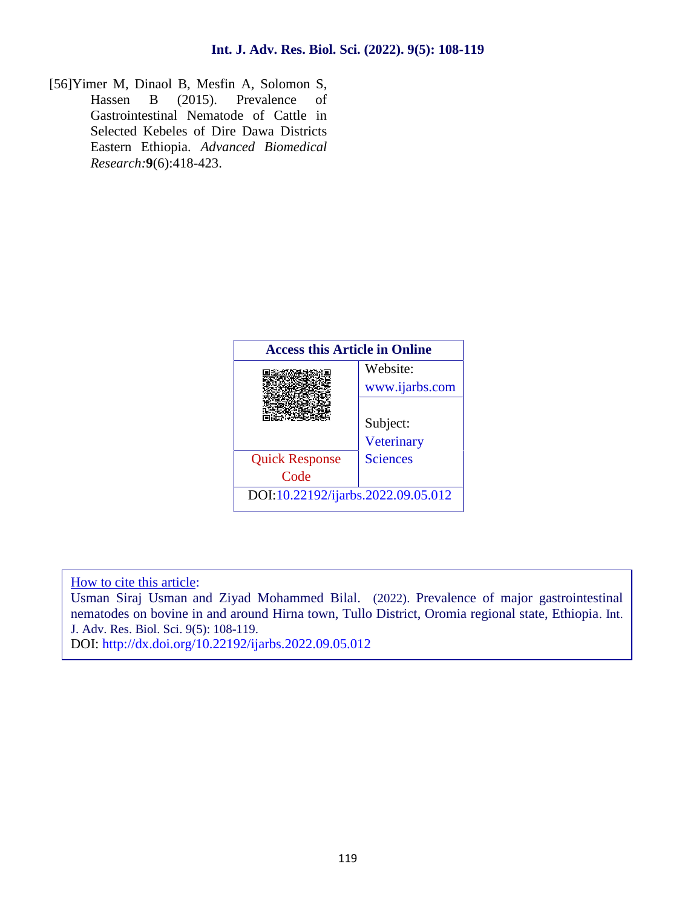[56]Yimer M, Dinaol B, Mesfin A, Solomon S, Hassen B (2015). Prevalence of Gastrointestinal Nematode of Cattle in Selected Kebeles of Dire Dawa Districts Eastern Ethiopia. *Advanced Biomedical Research:***9**(6):418-423.

| Access this Article in Online | |
|---|---|
| | Website: www.ijarbs.com |
| Quick Response Code | Subject: Veterinary Sciences |
| DOI:10.22192/ijarbs.2022.09.05.012 | |

How to cite this article:
Usman Siraj Usman and Ziyad Mohammed Bilal. (2022). Prevalence of major gastrointestinal nematodes on bovine in and around Hirna town, Tullo District, Oromia regional state, Ethiopia. Int. J. Adv. Res. Biol. Sci. 9(5): 108-119.
DOI: http://dx.doi.org/10.22192/ijarbs.2022.09.05.012